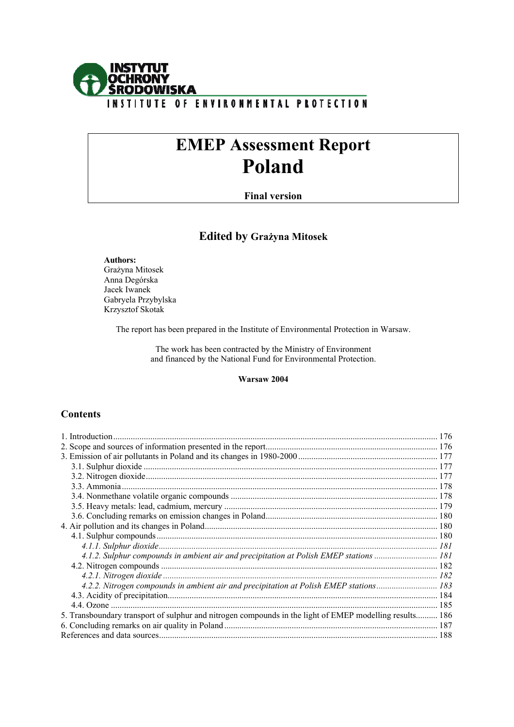INSTYTUT OCHRONY ŚRODOWISKA

INSTITUTE OF ENVIRONMENTAL PROTECTION

# EMEP Assessment Report
# Poland

**Final version**

## Edited by Grażyna Mitosek

**Authors:**
Grażyna Mitosek
Anna Degórska
Jacek Iwanek
Gabryela Przybylska
Krzysztof Skotak

The report has been prepared in the Institute of Environmental Protection in Warsaw.

The work has been contracted by the Ministry of Environment
and financed by the National Fund for Environmental Protection.

**Warsaw 2004**

## Contents

1. Introduction ........ 176
2. Scope and sources of information presented in the report ........ 176
3. Emission of air pollutants in Poland and its changes in 1980-2000 ........ 177
   - 3.1. Sulphur dioxide ........ 177
   - 3.2. Nitrogen dioxide ........ 177
   - 3.3. Ammonia ........ 178
   - 3.4. Nonmethane volatile organic compounds ........ 178
   - 3.5. Heavy metals: lead, cadmium, mercury ........ 179
   - 3.6. Concluding remarks on emission changes in Poland ........ 180
4. Air pollution and its changes in Poland ........ 180
   - 4.1. Sulphur compounds ........ 180
     - *4.1.1. Sulphur dioxide ........ 181*
     - *4.1.2. Sulphur compounds in ambient air and precipitation at Polish EMEP stations ........ 181*
   - 4.2. Nitrogen compounds ........ 182
     - *4.2.1. Nitrogen dioxide ........ 182*
     - *4.2.2. Nitrogen compounds in ambient air and precipitation at Polish EMEP stations ........ 183*
   - 4.3. Acidity of precipitation ........ 184
   - 4.4. Ozone ........ 185
5. Transboundary transport of sulphur and nitrogen compounds in the light of EMEP modelling results ........ 186
6. Concluding remarks on air quality in Poland ........ 187

References and data sources ........ 188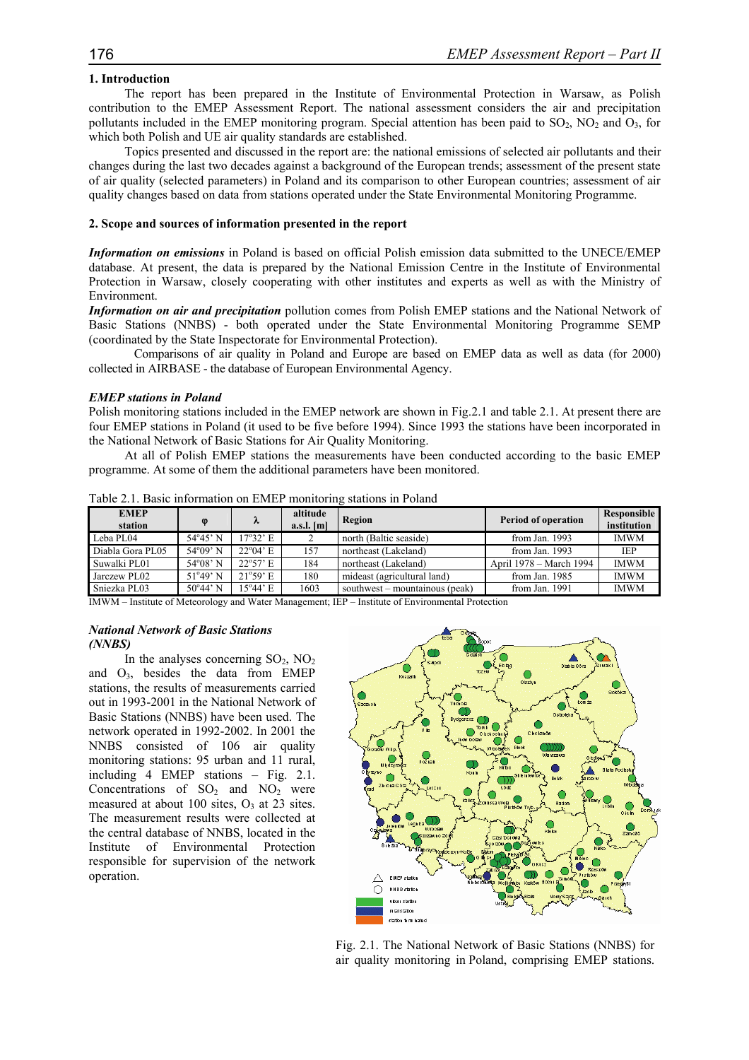## 1. Introduction

The report has been prepared in the Institute of Environmental Protection in Warsaw, as Polish contribution to the EMEP Assessment Report. The national assessment considers the air and precipitation pollutants included in the EMEP monitoring program. Special attention has been paid to $SO_2$, $NO_2$ and $O_3$, for which both Polish and UE air quality standards are established.

Topics presented and discussed in the report are: the national emissions of selected air pollutants and their changes during the last two decades against a background of the European trends; assessment of the present state of air quality (selected parameters) in Poland and its comparison to other European countries; assessment of air quality changes based on data from stations operated under the State Environmental Monitoring Programme.

## 2. Scope and sources of information presented in the report

***Information on emissions*** in Poland is based on official Polish emission data submitted to the UNECE/EMEP database. At present, the data is prepared by the National Emission Centre in the Institute of Environmental Protection in Warsaw, closely cooperating with other institutes and experts as well as with the Ministry of Environment.

***Information on air and precipitation*** pollution comes from Polish EMEP stations and the National Network of Basic Stations (NNBS) - both operated under the State Environmental Monitoring Programme SEMP (coordinated by the State Inspectorate for Environmental Protection).

Comparisons of air quality in Poland and Europe are based on EMEP data as well as data (for 2000) collected in AIRBASE - the database of European Environmental Agency.

### *EMEP stations in Poland*

Polish monitoring stations included in the EMEP network are shown in Fig.2.1 and table 2.1. At present there are four EMEP stations in Poland (it used to be five before 1994). Since 1993 the stations have been incorporated in the National Network of Basic Stations for Air Quality Monitoring.

At all of Polish EMEP stations the measurements have been conducted according to the basic EMEP programme. At some of them the additional parameters have been monitored.

Table 2.1. Basic information on EMEP monitoring stations in Poland

| EMEP station | φ | λ | altitude a.s.l. [m] | Region | Period of operation | Responsible institution |
|---|---|---|---|---|---|---|
| Leba PL04 | 54°45' N | 17°32' E | 2 | north (Baltic seaside) | from Jan. 1993 | IMWM |
| Diabla Gora PL05 | 54°09' N | 22°04' E | 157 | northeast (Lakeland) | from Jan. 1993 | IEP |
| Suwalki PL01 | 54°08' N | 22°57' E | 184 | northeast (Lakeland) | April 1978 – March 1994 | IMWM |
| Jarczew PL02 | 51°49' N | 21°59' E | 180 | mideast (agricultural land) | from Jan. 1985 | IMWM |
| Sniezka PL03 | 50°44' N | 15°44' E | 1603 | southwest – mountainous (peak) | from Jan. 1991 | IMWM |

IMWM – Institute of Meteorology and Water Management; IEP – Institute of Environmental Protection

### *National Network of Basic Stations (NNBS)*

In the analyses concerning $SO_2$, $NO_2$ and $O_3$, besides the data from EMEP stations, the results of measurements carried out in 1993-2001 in the National Network of Basic Stations (NNBS) have been used. The network operated in 1992-2002. In 2001 the NNBS consisted of 106 air quality monitoring stations: 95 urban and 11 rural, including 4 EMEP stations – Fig. 2.1. Concentrations of $SO_2$ and $NO_2$ were measured at about 100 sites, $O_3$ at 23 sites. The measurement results were collected at the central database of NNBS, located in the Institute of Environmental Protection responsible for supervision of the network operation.

Fig. 2.1. The National Network of Basic Stations (NNBS) for air quality monitoring in Poland, comprising EMEP stations.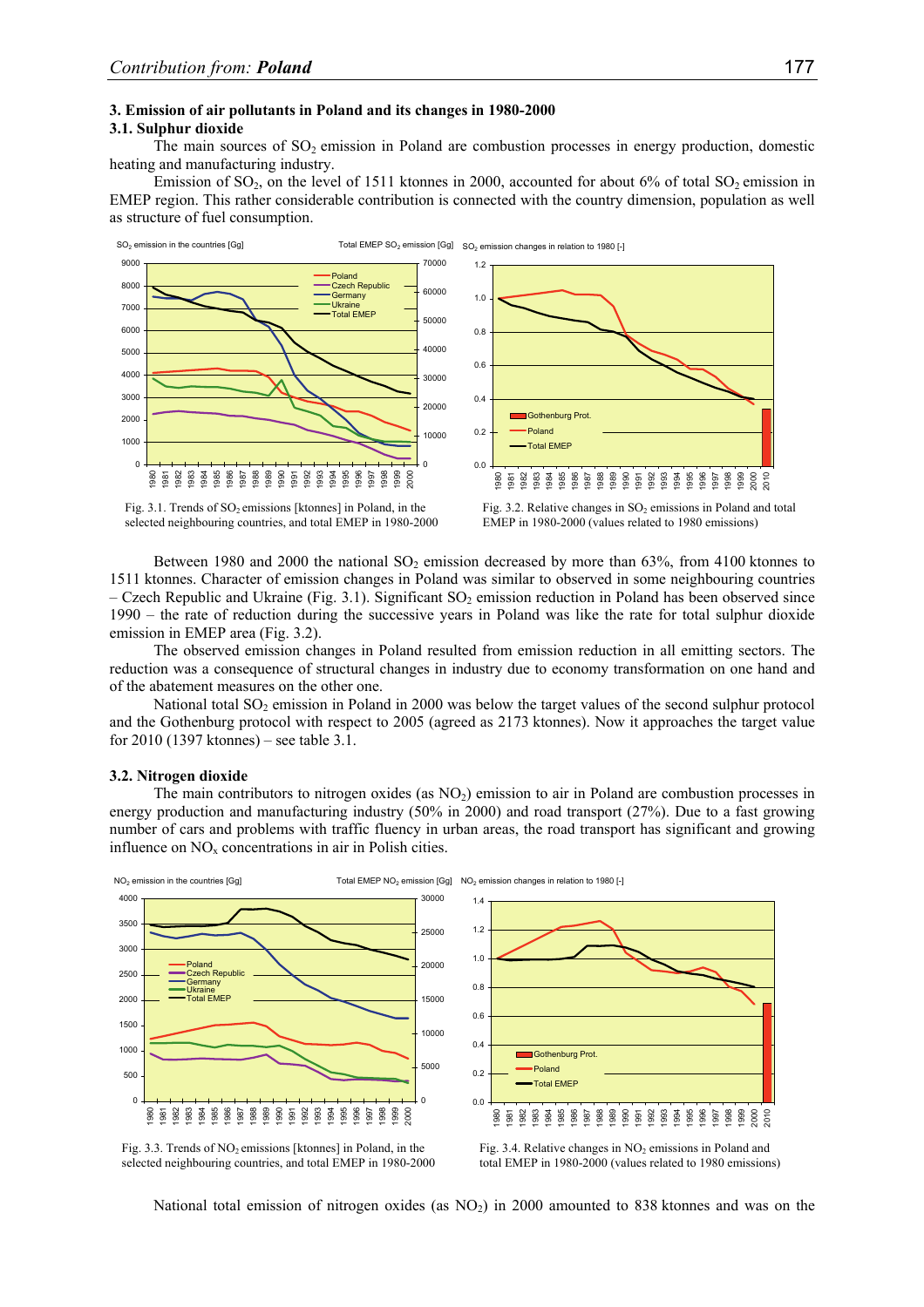## 3. Emission of air pollutants in Poland and its changes in 1980-2000

### 3.1. Sulphur dioxide

The main sources of $SO_2$ emission in Poland are combustion processes in energy production, domestic heating and manufacturing industry.

Emission of $SO_2$, on the level of 1511 ktonnes in 2000, accounted for about 6% of total $SO_2$ emission in EMEP region. This rather considerable contribution is connected with the country dimension, population as well as structure of fuel consumption.

Fig. 3.1. Trends of $SO_2$ emissions [ktonnes] in Poland, in the selected neighbouring countries, and total EMEP in 1980-2000

Fig. 3.2. Relative changes in $SO_2$ emissions in Poland and total EMEP in 1980-2000 (values related to 1980 emissions)

Between 1980 and 2000 the national $SO_2$ emission decreased by more than 63%, from 4100 ktonnes to 1511 ktonnes. Character of emission changes in Poland was similar to observed in some neighbouring countries – Czech Republic and Ukraine (Fig. 3.1). Significant $SO_2$ emission reduction in Poland has been observed since 1990 – the rate of reduction during the successive years in Poland was like the rate for total sulphur dioxide emission in EMEP area (Fig. 3.2).

The observed emission changes in Poland resulted from emission reduction in all emitting sectors. The reduction was a consequence of structural changes in industry due to economy transformation on one hand and of the abatement measures on the other one.

National total $SO_2$ emission in Poland in 2000 was below the target values of the second sulphur protocol and the Gothenburg protocol with respect to 2005 (agreed as 2173 ktonnes). Now it approaches the target value for 2010 (1397 ktonnes) – see table 3.1.

### 3.2. Nitrogen dioxide

The main contributors to nitrogen oxides (as $NO_2$) emission to air in Poland are combustion processes in energy production and manufacturing industry (50% in 2000) and road transport (27%). Due to a fast growing number of cars and problems with traffic fluency in urban areas, the road transport has significant and growing influence on $NO_x$ concentrations in air in Polish cities.

Fig. 3.3. Trends of $NO_2$ emissions [ktonnes] in Poland, in the selected neighbouring countries, and total EMEP in 1980-2000

Fig. 3.4. Relative changes in $NO_2$ emissions in Poland and total EMEP in 1980-2000 (values related to 1980 emissions)

National total emission of nitrogen oxides (as $NO_2$) in 2000 amounted to 838 ktonnes and was on the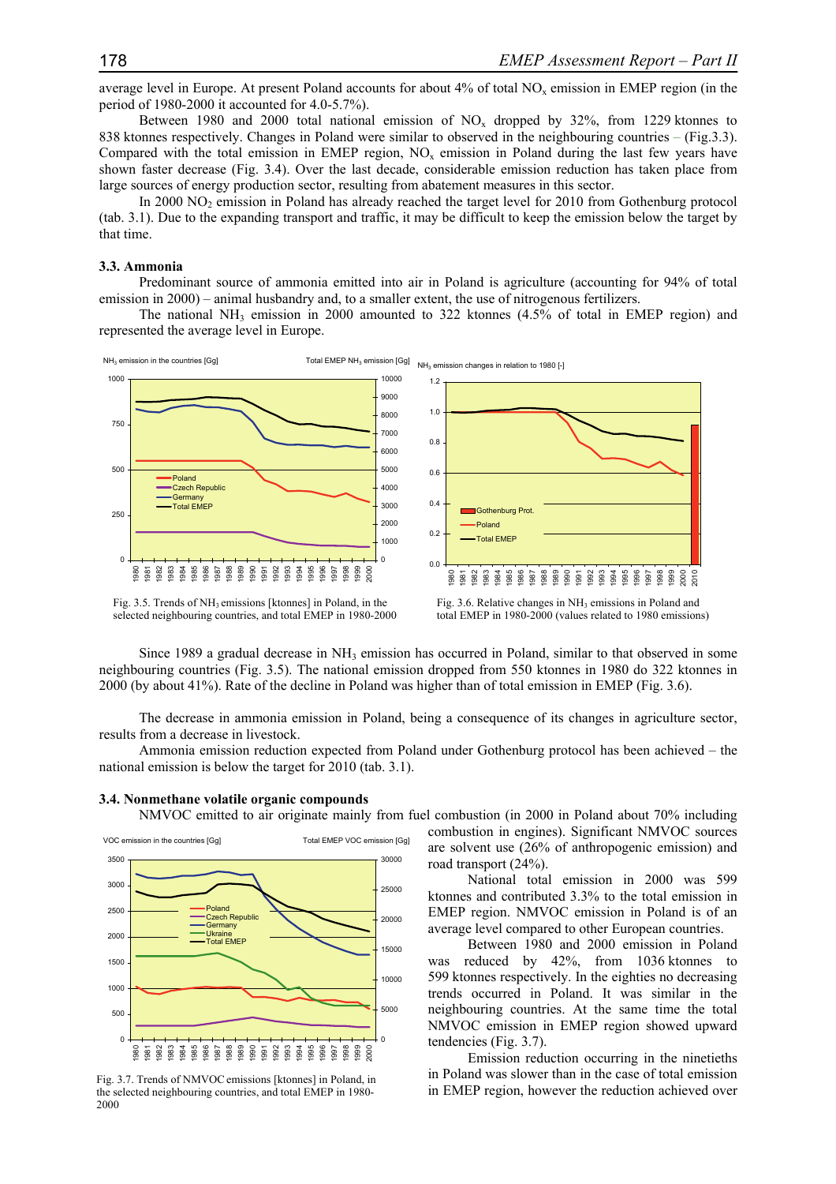average level in Europe. At present Poland accounts for about 4% of total $NO_x$ emission in EMEP region (in the period of 1980-2000 it accounted for 4.0-5.7%).

Between 1980 and 2000 total national emission of $NO_x$ dropped by 32%, from 1229 ktonnes to 838 ktonnes respectively. Changes in Poland were similar to observed in the neighbouring countries – (Fig.3.3). Compared with the total emission in EMEP region, $NO_x$ emission in Poland during the last few years have shown faster decrease (Fig. 3.4). Over the last decade, considerable emission reduction has taken place from large sources of energy production sector, resulting from abatement measures in this sector.

In 2000 $NO_2$ emission in Poland has already reached the target level for 2010 from Gothenburg protocol (tab. 3.1). Due to the expanding transport and traffic, it may be difficult to keep the emission below the target by that time.

### 3.3. Ammonia

Predominant source of ammonia emitted into air in Poland is agriculture (accounting for 94% of total emission in 2000) – animal husbandry and, to a smaller extent, the use of nitrogenous fertilizers.

The national $NH_3$ emission in 2000 amounted to 322 ktonnes (4.5% of total in EMEP region) and represented the average level in Europe.

Fig. 3.5. Trends of $NH_3$ emissions [ktonnes] in Poland, in the selected neighbouring countries, and total EMEP in 1980-2000

Fig. 3.6. Relative changes in $NH_3$ emissions in Poland and total EMEP in 1980-2000 (values related to 1980 emissions)

Since 1989 a gradual decrease in $NH_3$ emission has occurred in Poland, similar to that observed in some neighbouring countries (Fig. 3.5). The national emission dropped from 550 ktonnes in 1980 do 322 ktonnes in 2000 (by about 41%). Rate of the decline in Poland was higher than of total emission in EMEP (Fig. 3.6).

The decrease in ammonia emission in Poland, being a consequence of its changes in agriculture sector, results from a decrease in livestock.

Ammonia emission reduction expected from Poland under Gothenburg protocol has been achieved – the national emission is below the target for 2010 (tab. 3.1).

### 3.4. Nonmethane volatile organic compounds

NMVOC emitted to air originate mainly from fuel combustion (in 2000 in Poland about 70% including combustion in engines). Significant NMVOC sources are solvent use (26% of anthropogenic emission) and road transport (24%).

National total emission in 2000 was 599 ktonnes and contributed 3.3% to the total emission in EMEP region. NMVOC emission in Poland is of an average level compared to other European countries.

Between 1980 and 2000 emission in Poland was reduced by 42%, from 1036 ktonnes to 599 ktonnes respectively. In the eighties no decreasing trends occurred in Poland. It was similar in the neighbouring countries. At the same time the total NMVOC emission in EMEP region showed upward tendencies (Fig. 3.7).

Emission reduction occurring in the ninetieths in Poland was slower than in the case of total emission in EMEP region, however the reduction achieved over

Fig. 3.7. Trends of NMVOC emissions [ktonnes] in Poland, in the selected neighbouring countries, and total EMEP in 1980-2000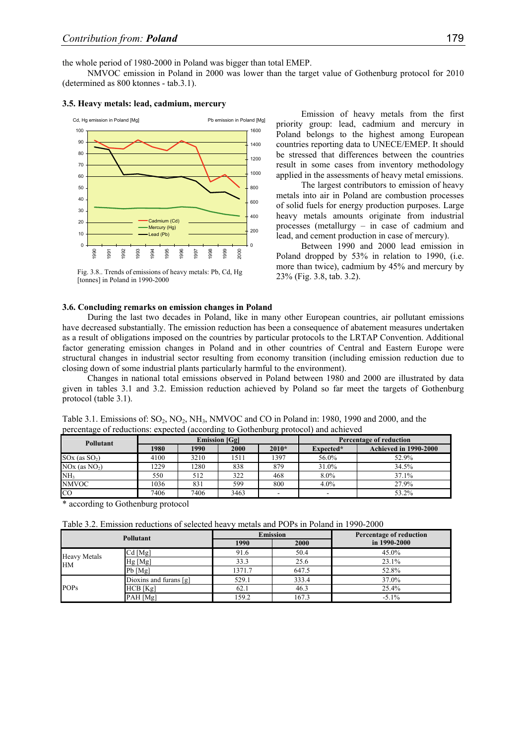the whole period of 1980-2000 in Poland was bigger than total EMEP.

NMVOC emission in Poland in 2000 was lower than the target value of Gothenburg protocol for 2010 (determined as 800 ktonnes - tab.3.1).

### 3.5. Heavy metals: lead, cadmium, mercury

Fig. 3.8.. Trends of emissions of heavy metals: Pb, Cd, Hg [tonnes] in Poland in 1990-2000

Emission of heavy metals from the first priority group: lead, cadmium and mercury in Poland belongs to the highest among European countries reporting data to UNECE/EMEP. It should be stressed that differences between the countries result in some cases from inventory methodology applied in the assessments of heavy metal emissions.

The largest contributors to emission of heavy metals into air in Poland are combustion processes of solid fuels for energy production purposes. Large heavy metals amounts originate from industrial processes (metallurgy – in case of cadmium and lead, and cement production in case of mercury).

Between 1990 and 2000 lead emission in Poland dropped by 53% in relation to 1990, (i.e. more than twice), cadmium by 45% and mercury by 23% (Fig. 3.8, tab. 3.2).

### 3.6. Concluding remarks on emission changes in Poland

During the last two decades in Poland, like in many other European countries, air pollutant emissions have decreased substantially. The emission reduction has been a consequence of abatement measures undertaken as a result of obligations imposed on the countries by particular protocols to the LRTAP Convention. Additional factor generating emission changes in Poland and in other countries of Central and Eastern Europe were structural changes in industrial sector resulting from economy transition (including emission reduction due to closing down of some industrial plants particularly harmful to the environment).

Changes in national total emissions observed in Poland between 1980 and 2000 are illustrated by data given in tables 3.1 and 3.2. Emission reduction achieved by Poland so far meet the targets of Gothenburg protocol (table 3.1).

Table 3.1. Emissions of: $SO_2$, $NO_2$, $NH_3$, NMVOC and CO in Poland in: 1980, 1990 and 2000, and the percentage of reductions: expected (according to Gothenburg protocol) and achieved

| Pollutant | Emission [Gg] | | | | Percentage of reduction | |
|---|---|---|---|---|---|---|
| | 1980 | 1990 | 2000 | 2010* | Expected* | Achieved in 1990-2000 |
| SOx (as $SO_2$) | 4100 | 3210 | 1511 | 1397 | 56.0% | 52.9% |
| NOx (as $NO_2$) | 1229 | 1280 | 838 | 879 | 31.0% | 34.5% |
| $NH_3$ | 550 | 512 | 322 | 468 | 8.0% | 37.1% |
| NMVOC | 1036 | 831 | 599 | 800 | 4.0% | 27.9% |
| CO | 7406 | 7406 | 3463 | - | - | 53.2% |

* according to Gothenburg protocol

Table 3.2. Emission reductions of selected heavy metals and POPs in Poland in 1990-2000

| Pollutant | | Emission | | Percentage of reduction in 1990-2000 |
|---|---|---|---|---|
| | | 1990 | 2000 | |
| Heavy Metals HM | Cd [Mg] | 91.6 | 50.4 | 45.0% |
| | Hg [Mg] | 33.3 | 25.6 | 23.1% |
| | Pb [Mg] | 1371.7 | 647.5 | 52.8% |
| POPs | Dioxins and furans [g] | 529.1 | 333.4 | 37.0% |
| | HCB [Kg] | 62.1 | 46.3 | 25.4% |
| | PAH [Mg] | 159.2 | 167.3 | -5.1% |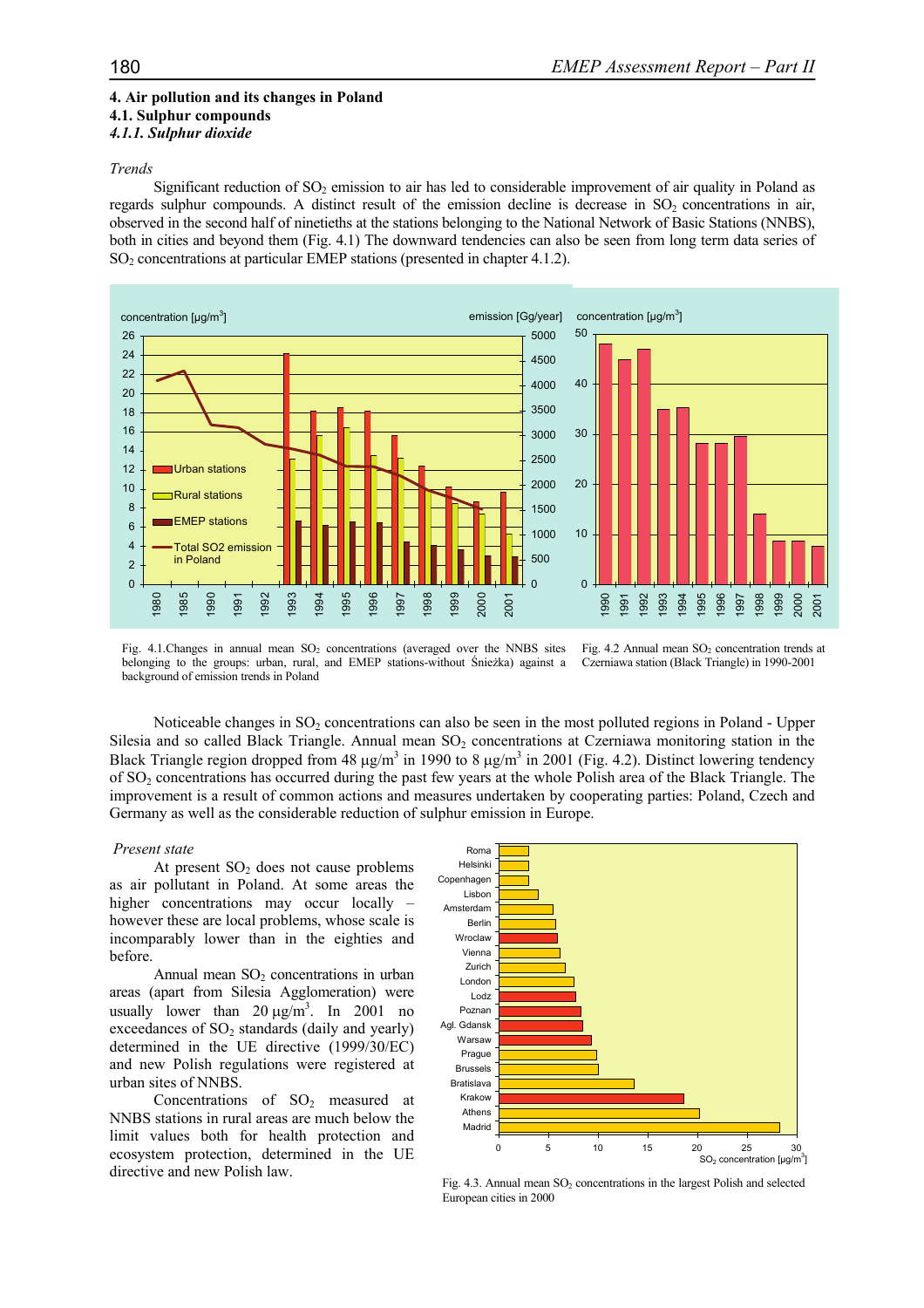# 4. Air pollution and its changes in Poland

## 4.1. Sulphur compounds

### *4.1.1. Sulphur dioxide*

*Trends*

Significant reduction of $SO_2$ emission to air has led to considerable improvement of air quality in Poland as regards sulphur compounds. A distinct result of the emission decline is decrease in $SO_2$ concentrations in air, observed in the second half of nineties at the stations belonging to the National Network of Basic Stations (NNBS), both in cities and beyond them (Fig. 4.1) The downward tendencies can also be seen from long term data series of $SO_2$ concentrations at particular EMEP stations (presented in chapter 4.1.2).

Fig. 4.1.Changes in annual mean $SO_2$ concentrations (averaged over the NNBS sites belonging to the groups: urban, rural, and EMEP stations-without Śnieżka) against a background of emission trends in Poland

Fig. 4.2 Annual mean $SO_2$ concentration trends at Czerniawa station (Black Triangle) in 1990-2001

Noticeable changes in $SO_2$ concentrations can also be seen in the most polluted regions in Poland - Upper Silesia and so called Black Triangle. Annual mean $SO_2$ concentrations at Czerniawa monitoring station in the Black Triangle region dropped from 48 μg/m$^3$ in 1990 to 8 μg/m$^3$ in 2001 (Fig. 4.2). Distinct lowering tendency of $SO_2$ concentrations has occurred during the past few years at the whole Polish area of the Black Triangle. The improvement is a result of common actions and measures undertaken by cooperating parties: Poland, Czech and Germany as well as the considerable reduction of sulphur emission in Europe.

*Present state*

At present $SO_2$ does not cause problems as air pollutant in Poland. At some areas the higher concentrations may occur locally – however these are local problems, whose scale is incomparably lower than in the eighties and before.

Annual mean $SO_2$ concentrations in urban areas (apart from Silesia Agglomeration) were usually lower than 20 μg/m$^3$. In 2001 no exceedances of $SO_2$ standards (daily and yearly) determined in the UE directive (1999/30/EC) and new Polish regulations were registered at urban sites of NNBS.

Concentrations of $SO_2$ measured at NNBS stations in rural areas are much below the limit values both for health protection and ecosystem protection, determined in the UE directive and new Polish law.

Fig. 4.3. Annual mean $SO_2$ concentrations in the largest Polish and selected European cities in 2000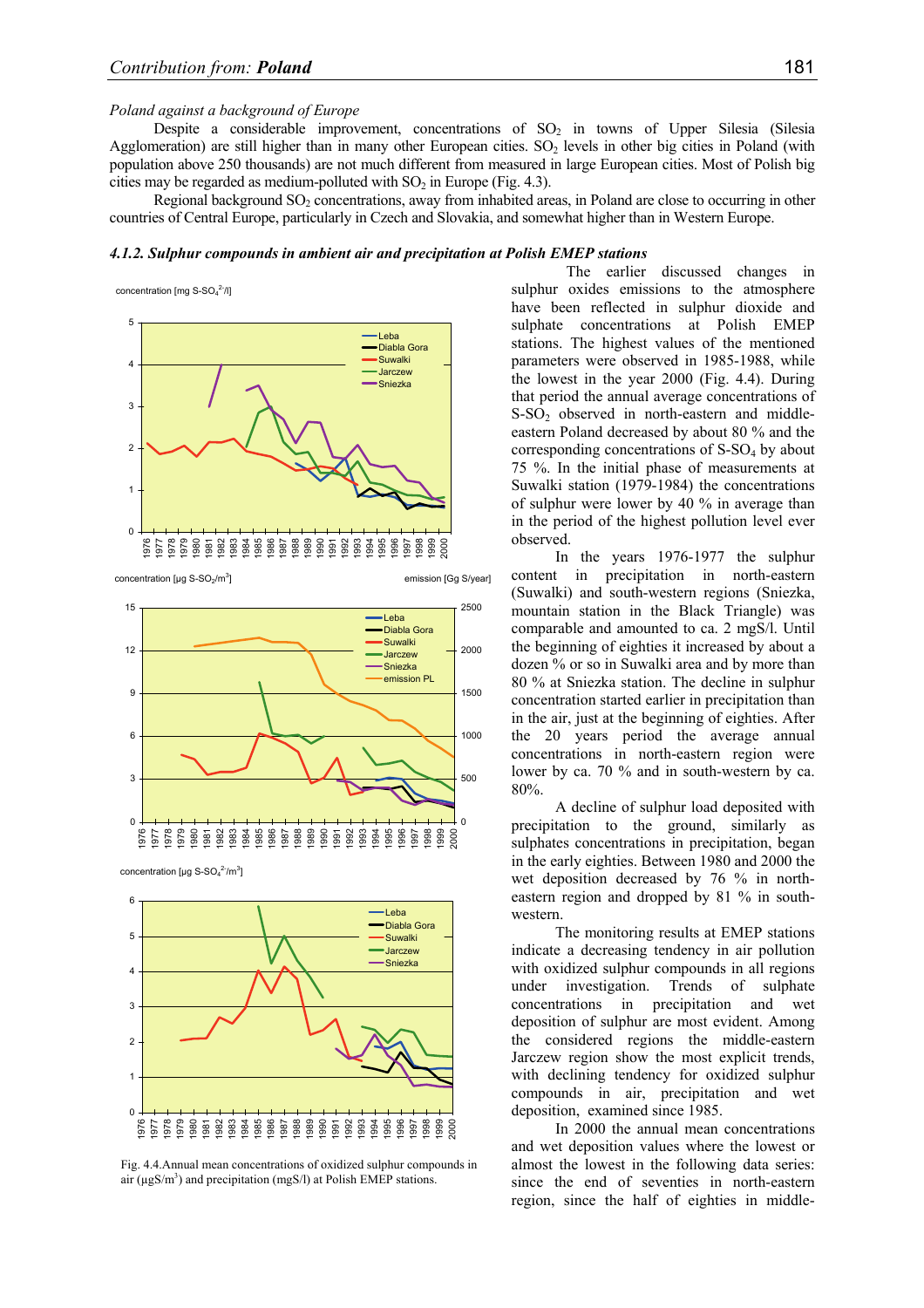*Poland against a background of Europe*

Despite a considerable improvement, concentrations of $SO_2$ in towns of Upper Silesia (Silesia Agglomeration) are still higher than in many other European cities. $SO_2$ levels in other big cities in Poland (with population above 250 thousands) are not much different from measured in large European cities. Most of Polish big cities may be regarded as medium-polluted with $SO_2$ in Europe (Fig. 4.3).

Regional background $SO_2$ concentrations, away from inhabited areas, in Poland are close to occurring in other countries of Central Europe, particularly in Czech and Slovakia, and somewhat higher than in Western Europe.

### *4.1.2. Sulphur compounds in ambient air and precipitation at Polish EMEP stations*

Fig. 4.4. Annual mean concentrations of oxidized sulphur compounds in air ($\mu gS/m^3$) and precipitation (mgS/l) at Polish EMEP stations.

The earlier discussed changes in sulphur oxides emissions to the atmosphere have been reflected in sulphur dioxide and sulphate concentrations at Polish EMEP stations. The highest values of the mentioned parameters were observed in 1985-1988, while the lowest in the year 2000 (Fig. 4.4). During that period the annual average concentrations of S-$SO_2$ observed in north-eastern and middle-eastern Poland decreased by about 80 % and the corresponding concentrations of S-$SO_4$ by about 75 %. In the initial phase of measurements at Suwalki station (1979-1984) the concentrations of sulphur were lower by 40 % in average than in the period of the highest pollution level ever observed.

In the years 1976-1977 the sulphur content in precipitation in north-eastern (Suwalki) and south-western regions (Sniezka, mountain station in the Black Triangle) was comparable and amounted to ca. 2 mgS/l. Until the beginning of eighties it increased by about a dozen % or so in Suwalki area and by more than 80 % at Sniezka station. The decline in sulphur concentration started earlier in precipitation than in the air, just at the beginning of eighties. After the 20 years period the average annual concentrations in north-eastern region were lower by ca. 70 % and in south-western by ca. 80%.

A decline of sulphur load deposited with precipitation to the ground, similarly as sulphates concentrations in precipitation, began in the early eighties. Between 1980 and 2000 the wet deposition decreased by 76 % in north-eastern region and dropped by 81 % in south-western.

The monitoring results at EMEP stations indicate a decreasing tendency in air pollution with oxidized sulphur compounds in all regions under investigation. Trends of sulphate concentrations in precipitation and wet deposition of sulphur are most evident. Among the considered regions the middle-eastern Jarczew region show the most explicit trends, with declining tendency for oxidized sulphur compounds in air, precipitation and wet deposition, examined since 1985.

In 2000 the annual mean concentrations and wet deposition values where the lowest or almost the lowest in the following data series: since the end of seventies in north-eastern region, since the half of eighties in middle-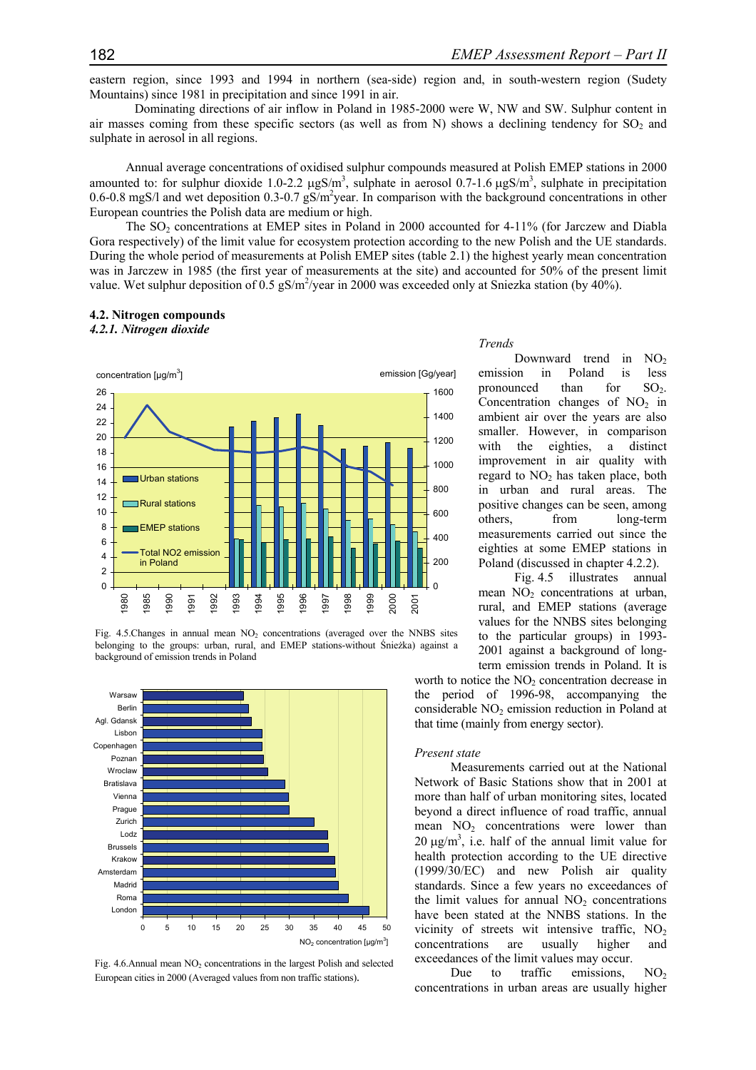eastern region, since 1993 and 1994 in northern (sea-side) region and, in south-western region (Sudety Mountains) since 1981 in precipitation and since 1991 in air.

Dominating directions of air inflow in Poland in 1985-2000 were W, NW and SW. Sulphur content in air masses coming from these specific sectors (as well as from N) shows a declining tendency for $SO_2$ and sulphate in aerosol in all regions.

Annual average concentrations of oxidised sulphur compounds measured at Polish EMEP stations in 2000 amounted to: for sulphur dioxide 1.0-2.2 µgS/m$^3$, sulphate in aerosol 0.7-1.6 µgS/m$^3$, sulphate in precipitation 0.6-0.8 mgS/l and wet deposition 0.3-0.7 gS/m$^2$year. In comparison with the background concentrations in other European countries the Polish data are medium or high.

The $SO_2$ concentrations at EMEP sites in Poland in 2000 accounted for 4-11% (for Jarczew and Diabla Gora respectively) of the limit value for ecosystem protection according to the new Polish and the UE standards. During the whole period of measurements at Polish EMEP sites (table 2.1) the highest yearly mean concentration was in Jarczew in 1985 (the first year of measurements at the site) and accounted for 50% of the present limit value. Wet sulphur deposition of 0.5 gS/m$^2$/year in 2000 was exceeded only at Sniezka station (by 40%).

## 4.2. Nitrogen compounds

### *4.2.1. Nitrogen dioxide*

Fig. 4.5.Changes in annual mean $NO_2$ concentrations (averaged over the NNBS sites belonging to the groups: urban, rural, and EMEP stations-without Śnieżka) against a background of emission trends in Poland

Fig. 4.6.Annual mean $NO_2$ concentrations in the largest Polish and selected European cities in 2000 (Averaged values from non traffic stations).

*Trends*

Downward trend in $NO_2$ emission in Poland is less pronounced than for $SO_2$. Concentration changes of $NO_2$ in ambient air over the years are also smaller. However, in comparison with the eighties, a distinct improvement in air quality with regard to $NO_2$ has taken place, both in urban and rural areas. The positive changes can be seen, among others, from long-term measurements carried out since the eighties at some EMEP stations in Poland (discussed in chapter 4.2.2).

Fig. 4.5 illustrates annual mean $NO_2$ concentrations at urban, rural, and EMEP stations (average values for the NNBS sites belonging to the particular groups) in 1993-2001 against a background of long-term emission trends in Poland. It is worth to notice the $NO_2$ concentration decrease in the period of 1996-98, accompanying the considerable $NO_2$ emission reduction in Poland at that time (mainly from energy sector).

*Present state*

Measurements carried out at the National Network of Basic Stations show that in 2001 at more than half of urban monitoring sites, located beyond a direct influence of road traffic, annual mean $NO_2$ concentrations were lower than 20 µg/m$^3$, i.e. half of the annual limit value for health protection according to the UE directive (1999/30/EC) and new Polish air quality standards. Since a few years no exceedances of the limit values for annual $NO_2$ concentrations have been stated at the NNBS stations. In the vicinity of streets wit intensive traffic, $NO_2$ concentrations are usually higher and exceedances of the limit values may occur.

Due to traffic emissions, $NO_2$ concentrations in urban areas are usually higher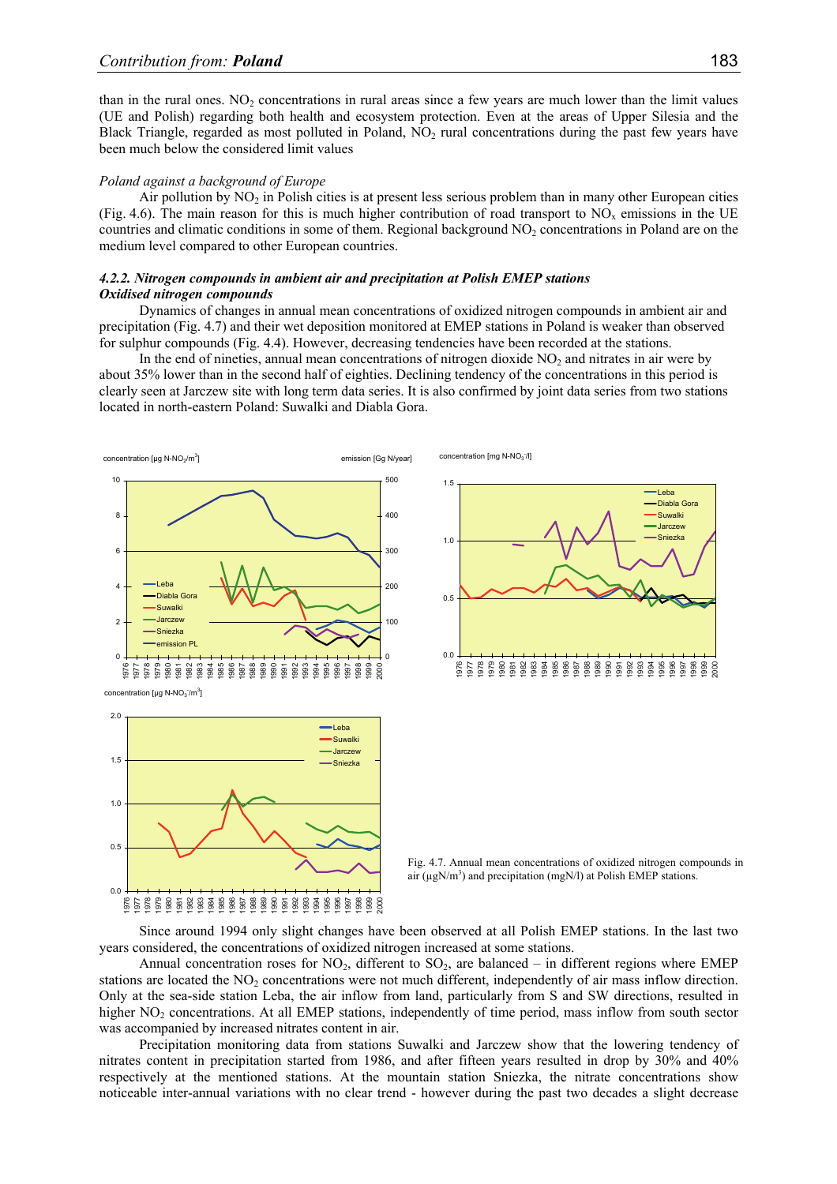than in the rural ones. $NO_2$ concentrations in rural areas since a few years are much lower than the limit values (UE and Polish) regarding both health and ecosystem protection. Even at the areas of Upper Silesia and the Black Triangle, regarded as most polluted in Poland, $NO_2$ rural concentrations during the past few years have been much below the considered limit values

*Poland against a background of Europe*

Air pollution by $NO_2$ in Polish cities is at present less serious problem than in many other European cities (Fig. 4.6). The main reason for this is much higher contribution of road transport to $NO_x$ emissions in the UE countries and climatic conditions in some of them. Regional background $NO_2$ concentrations in Poland are on the medium level compared to other European countries.

### *4.2.2. Nitrogen compounds in ambient air and precipitation at Polish EMEP stations*

***Oxidised nitrogen compounds***

Dynamics of changes in annual mean concentrations of oxidized nitrogen compounds in ambient air and precipitation (Fig. 4.7) and their wet deposition monitored at EMEP stations in Poland is weaker than observed for sulphur compounds (Fig. 4.4). However, decreasing tendencies have been recorded at the stations.

In the end of nineties, annual mean concentrations of nitrogen dioxide $NO_2$ and nitrates in air were by about 35% lower than in the second half of eighties. Declining tendency of the concentrations in this period is clearly seen at Jarczew site with long term data series. It is also confirmed by joint data series from two stations located in north-eastern Poland: Suwalki and Diabla Gora.

Fig. 4.7. Annual mean concentrations of oxidized nitrogen compounds in air (µgN/m$^3$) and precipitation (mgN/l) at Polish EMEP stations.

Since around 1994 only slight changes have been observed at all Polish EMEP stations. In the last two years considered, the concentrations of oxidized nitrogen increased at some stations.

Annual concentration roses for $NO_2$, different to $SO_2$, are balanced – in different regions where EMEP stations are located the $NO_2$ concentrations were not much different, independently of air mass inflow direction. Only at the sea-side station Leba, the air inflow from land, particularly from S and SW directions, resulted in higher $NO_2$ concentrations. At all EMEP stations, independently of time period, mass inflow from south sector was accompanied by increased nitrates content in air.

Precipitation monitoring data from stations Suwalki and Jarczew show that the lowering tendency of nitrates content in precipitation started from 1986, and after fifteen years resulted in drop by 30% and 40% respectively at the mentioned stations. At the mountain station Sniezka, the nitrate concentrations show noticeable inter-annual variations with no clear trend - however during the past two decades a slight decrease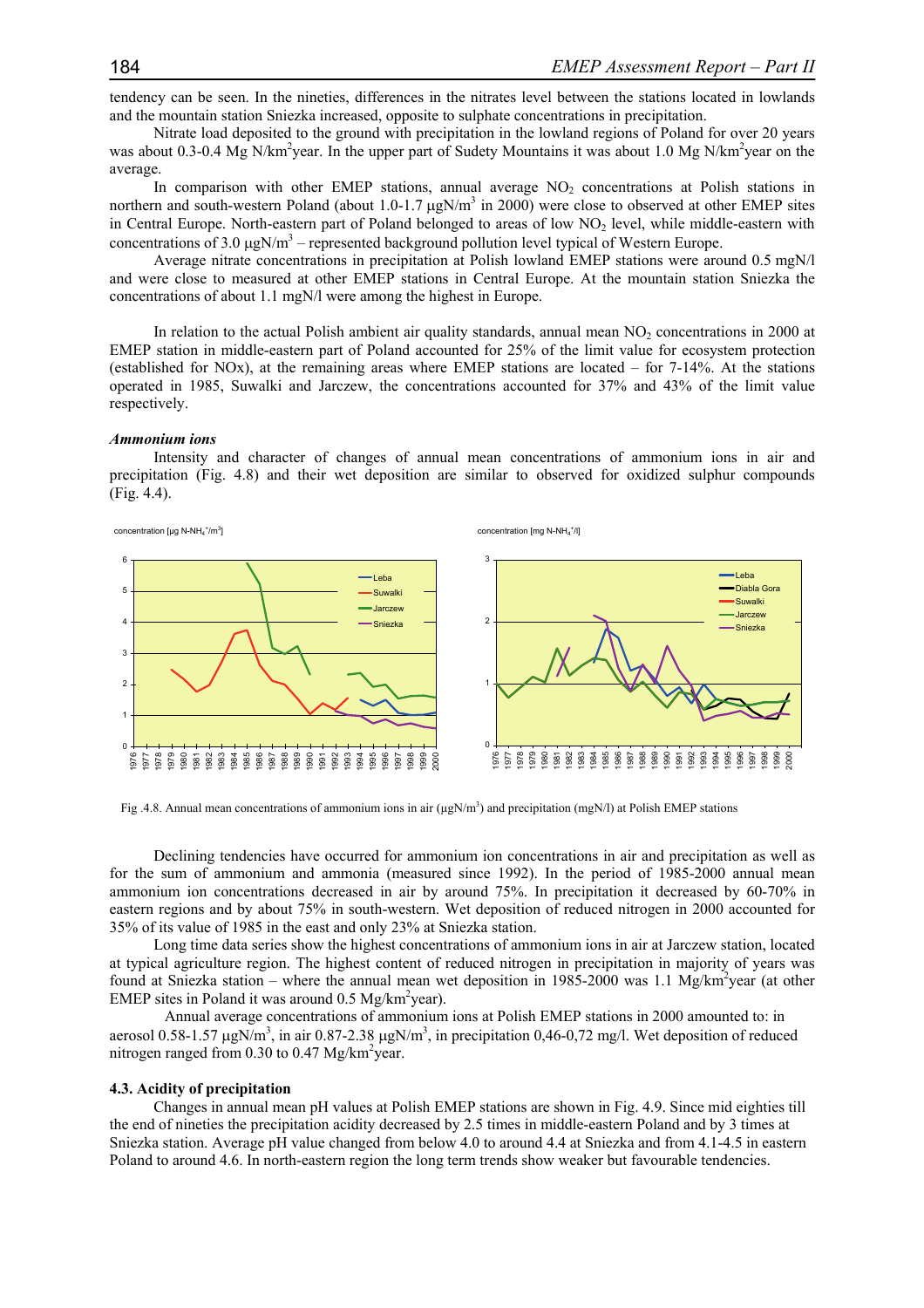tendency can be seen. In the nineties, differences in the nitrates level between the stations located in lowlands and the mountain station Sniezka increased, opposite to sulphate concentrations in precipitation.

Nitrate load deposited to the ground with precipitation in the lowland regions of Poland for over 20 years was about 0.3-0.4 Mg N/km$^2$year. In the upper part of Sudety Mountains it was about 1.0 Mg N/km$^2$year on the average.

In comparison with other EMEP stations, annual average $NO_2$ concentrations at Polish stations in northern and south-western Poland (about 1.0-1.7 μgN/m$^3$ in 2000) were close to observed at other EMEP sites in Central Europe. North-eastern part of Poland belonged to areas of low $NO_2$ level, while middle-eastern with concentrations of 3.0 μgN/m$^3$ – represented background pollution level typical of Western Europe.

Average nitrate concentrations in precipitation at Polish lowland EMEP stations were around 0.5 mgN/l and were close to measured at other EMEP stations in Central Europe. At the mountain station Sniezka the concentrations of about 1.1 mgN/l were among the highest in Europe.

In relation to the actual Polish ambient air quality standards, annual mean $NO_2$ concentrations in 2000 at EMEP station in middle-eastern part of Poland accounted for 25% of the limit value for ecosystem protection (established for NOx), at the remaining areas where EMEP stations are located – for 7-14%. At the stations operated in 1985, Suwalki and Jarczew, the concentrations accounted for 37% and 43% of the limit value respectively.

### *Ammonium ions*

Intensity and character of changes of annual mean concentrations of ammonium ions in air and precipitation (Fig. 4.8) and their wet deposition are similar to observed for oxidized sulphur compounds (Fig. 4.4).

Fig .4.8. Annual mean concentrations of ammonium ions in air (μgN/m$^3$) and precipitation (mgN/l) at Polish EMEP stations

Declining tendencies have occurred for ammonium ion concentrations in air and precipitation as well as for the sum of ammonium and ammonia (measured since 1992). In the period of 1985-2000 annual mean ammonium ion concentrations decreased in air by around 75%. In precipitation it decreased by 60-70% in eastern regions and by about 75% in south-western. Wet deposition of reduced nitrogen in 2000 accounted for 35% of its value of 1985 in the east and only 23% at Sniezka station.

Long time data series show the highest concentrations of ammonium ions in air at Jarczew station, located at typical agriculture region. The highest content of reduced nitrogen in precipitation in majority of years was found at Sniezka station – where the annual mean wet deposition in 1985-2000 was 1.1 Mg/km$^2$year (at other EMEP sites in Poland it was around 0.5 Mg/km$^2$year).

Annual average concentrations of ammonium ions at Polish EMEP stations in 2000 amounted to: in aerosol 0.58-1.57 μgN/m$^3$, in air 0.87-2.38 μgN/m$^3$, in precipitation 0,46-0,72 mg/l. Wet deposition of reduced nitrogen ranged from 0.30 to 0.47 Mg/km$^2$year.

## 4.3. Acidity of precipitation

Changes in annual mean pH values at Polish EMEP stations are shown in Fig. 4.9. Since mid eighties till the end of nineties the precipitation acidity decreased by 2.5 times in middle-eastern Poland and by 3 times at Sniezka station. Average pH value changed from below 4.0 to around 4.4 at Sniezka and from 4.1-4.5 in eastern Poland to around 4.6. In north-eastern region the long term trends show weaker but favourable tendencies.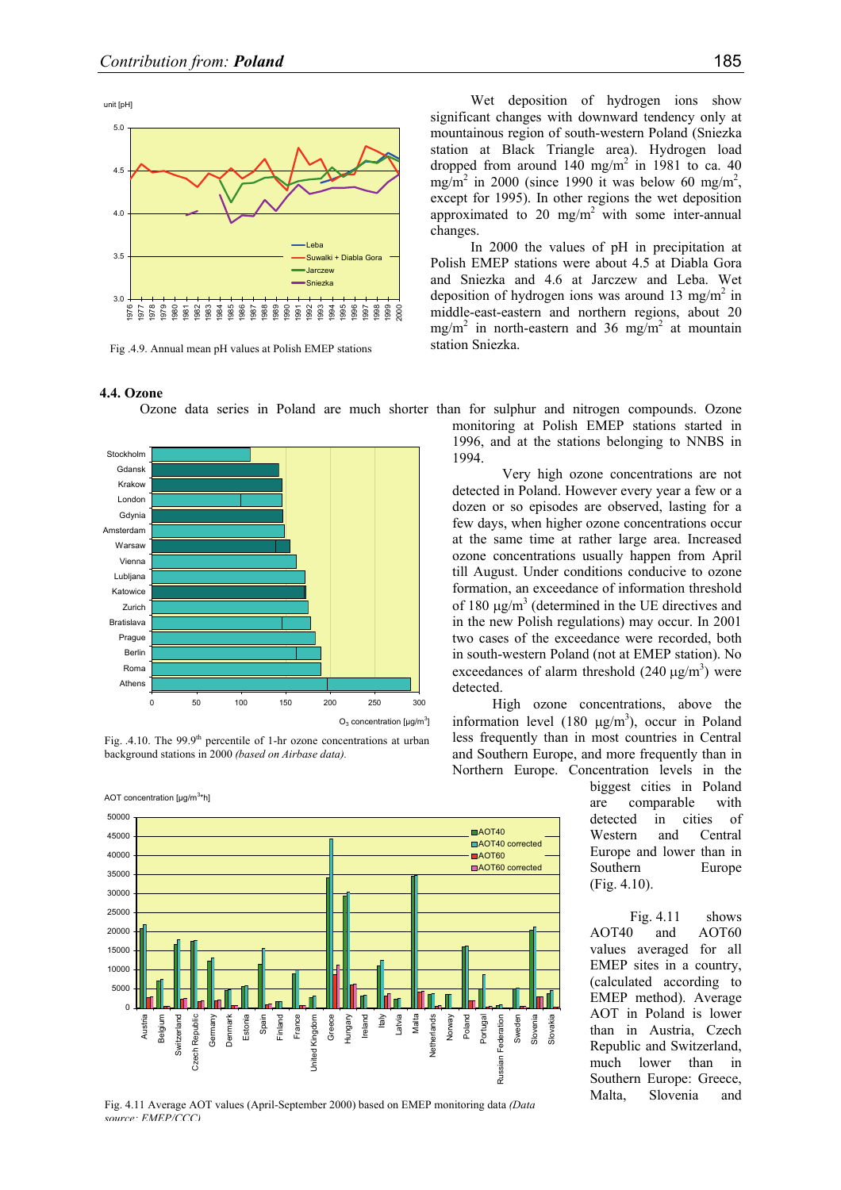Fig .4.9. Annual mean pH values at Polish EMEP stations

Wet deposition of hydrogen ions show significant changes with downward tendency only at mountainous region of south-western Poland (Sniezka station at Black Triangle area). Hydrogen load dropped from around 140 mg/m$^2$ in 1981 to ca. 40 mg/m$^2$ in 2000 (since 1990 it was below 60 mg/m$^2$, except for 1995). In other regions the wet deposition approximated to 20 mg/m$^2$ with some inter-annual changes.

In 2000 the values of pH in precipitation at Polish EMEP stations were about 4.5 at Diabla Gora and Sniezka and 4.6 at Jarczew and Leba. Wet deposition of hydrogen ions was around 13 mg/m$^2$ in middle-east-eastern and northern regions, about 20 mg/m$^2$ in north-eastern and 36 mg/m$^2$ at mountain station Sniezka.

### 4.4. Ozone

Ozone data series in Poland are much shorter than for sulphur and nitrogen compounds. Ozone monitoring at Polish EMEP stations started in 1996, and at the stations belonging to NNBS in 1994.

Very high ozone concentrations are not detected in Poland. However every year a few or a dozen or so episodes are observed, lasting for a few days, when higher ozone concentrations occur at the same time at rather large area. Increased ozone concentrations usually happen from April till August. Under conditions conducive to ozone formation, an exceedance of information threshold of 180 μg/m$^3$ (determined in the UE directives and in the new Polish regulations) may occur. In 2001 two cases of the exceedance were recorded, both in south-western Poland (not at EMEP station). No exceedances of alarm threshold (240 μg/m$^3$) were detected.

Fig. .4.10. The 99.9$^{th}$ percentile of 1-hr ozone concentrations at urban background stations in 2000 *(based on Airbase data).*

High ozone concentrations, above the information level (180 μg/m$^3$), occur in Poland less frequently than in most countries in Central and Southern Europe, and more frequently than in Northern Europe. Concentration levels in the biggest cities in Poland are comparable with detected in cities of Western and Central Europe and lower than in Southern Europe (Fig. 4.10).

Fig. 4.11 shows AOT40 and AOT60 values averaged for all EMEP sites in a country, (calculated according to EMEP method). Average AOT in Poland is lower than in Austria, Czech Republic and Switzerland, much lower than in Southern Europe: Greece, Malta, Slovenia and

Fig. 4.11 Average AOT values (April-September 2000) based on EMEP monitoring data *(Data source: EMEP/CCC)*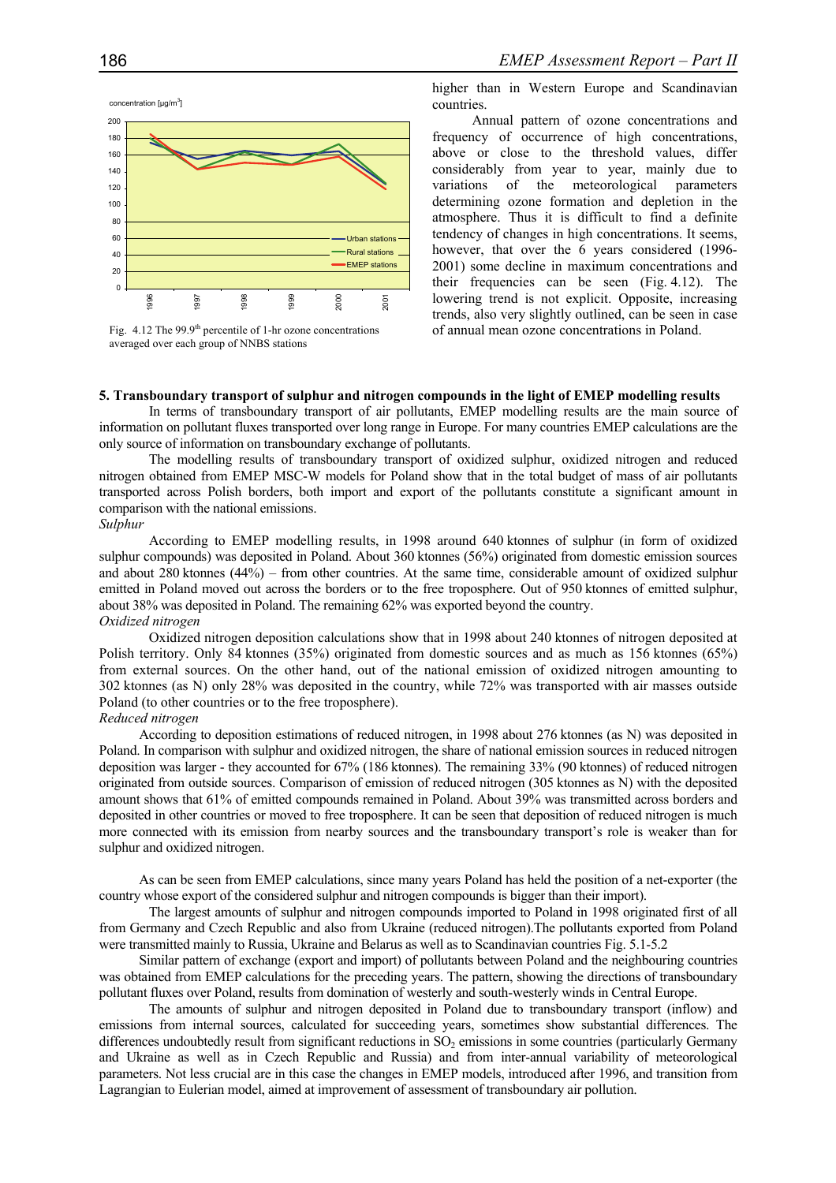Fig. 4.12 The 99.9th percentile of 1-hr ozone concentrations averaged over each group of NNBS stations

higher than in Western Europe and Scandinavian countries.

Annual pattern of ozone concentrations and frequency of occurrence of high concentrations, above or close to the threshold values, differ considerably from year to year, mainly due to variations of the meteorological parameters determining ozone formation and depletion in the atmosphere. Thus it is difficult to find a definite tendency of changes in high concentrations. It seems, however, that over the 6 years considered (1996-2001) some decline in maximum concentrations and their frequencies can be seen (Fig. 4.12). The lowering trend is not explicit. Opposite, increasing trends, also very slightly outlined, can be seen in case of annual mean ozone concentrations in Poland.

## 5. Transboundary transport of sulphur and nitrogen compounds in the light of EMEP modelling results

In terms of transboundary transport of air pollutants, EMEP modelling results are the main source of information on pollutant fluxes transported over long range in Europe. For many countries EMEP calculations are the only source of information on transboundary exchange of pollutants.

The modelling results of transboundary transport of oxidized sulphur, oxidized nitrogen and reduced nitrogen obtained from EMEP MSC-W models for Poland show that in the total budget of mass of air pollutants transported across Polish borders, both import and export of the pollutants constitute a significant amount in comparison with the national emissions.

*Sulphur*

According to EMEP modelling results, in 1998 around 640 ktonnes of sulphur (in form of oxidized sulphur compounds) was deposited in Poland. About 360 ktonnes (56%) originated from domestic emission sources and about 280 ktonnes (44%) – from other countries. At the same time, considerable amount of oxidized sulphur emitted in Poland moved out across the borders or to the free troposphere. Out of 950 ktonnes of emitted sulphur, about 38% was deposited in Poland. The remaining 62% was exported beyond the country.

*Oxidized nitrogen*

Oxidized nitrogen deposition calculations show that in 1998 about 240 ktonnes of nitrogen deposited at Polish territory. Only 84 ktonnes (35%) originated from domestic sources and as much as 156 ktonnes (65%) from external sources. On the other hand, out of the national emission of oxidized nitrogen amounting to 302 ktonnes (as N) only 28% was deposited in the country, while 72% was transported with air masses outside Poland (to other countries or to the free troposphere).

*Reduced nitrogen*

According to deposition estimations of reduced nitrogen, in 1998 about 276 ktonnes (as N) was deposited in Poland. In comparison with sulphur and oxidized nitrogen, the share of national emission sources in reduced nitrogen deposition was larger - they accounted for 67% (186 ktonnes). The remaining 33% (90 ktonnes) of reduced nitrogen originated from outside sources. Comparison of emission of reduced nitrogen (305 ktonnes as N) with the deposited amount shows that 61% of emitted compounds remained in Poland. About 39% was transmitted across borders and deposited in other countries or moved to free troposphere. It can be seen that deposition of reduced nitrogen is much more connected with its emission from nearby sources and the transboundary transport's role is weaker than for sulphur and oxidized nitrogen.

As can be seen from EMEP calculations, since many years Poland has held the position of a net-exporter (the country whose export of the considered sulphur and nitrogen compounds is bigger than their import).

The largest amounts of sulphur and nitrogen compounds imported to Poland in 1998 originated first of all from Germany and Czech Republic and also from Ukraine (reduced nitrogen).The pollutants exported from Poland were transmitted mainly to Russia, Ukraine and Belarus as well as to Scandinavian countries Fig. 5.1-5.2

Similar pattern of exchange (export and import) of pollutants between Poland and the neighbouring countries was obtained from EMEP calculations for the preceding years. The pattern, showing the directions of transboundary pollutant fluxes over Poland, results from domination of westerly and south-westerly winds in Central Europe.

The amounts of sulphur and nitrogen deposited in Poland due to transboundary transport (inflow) and emissions from internal sources, calculated for succeeding years, sometimes show substantial differences. The differences undoubtedly result from significant reductions in $SO_2$ emissions in some countries (particularly Germany and Ukraine as well as in Czech Republic and Russia) and from inter-annual variability of meteorological parameters. Not less crucial are in this case the changes in EMEP models, introduced after 1996, and transition from Lagrangian to Eulerian model, aimed at improvement of assessment of transboundary air pollution.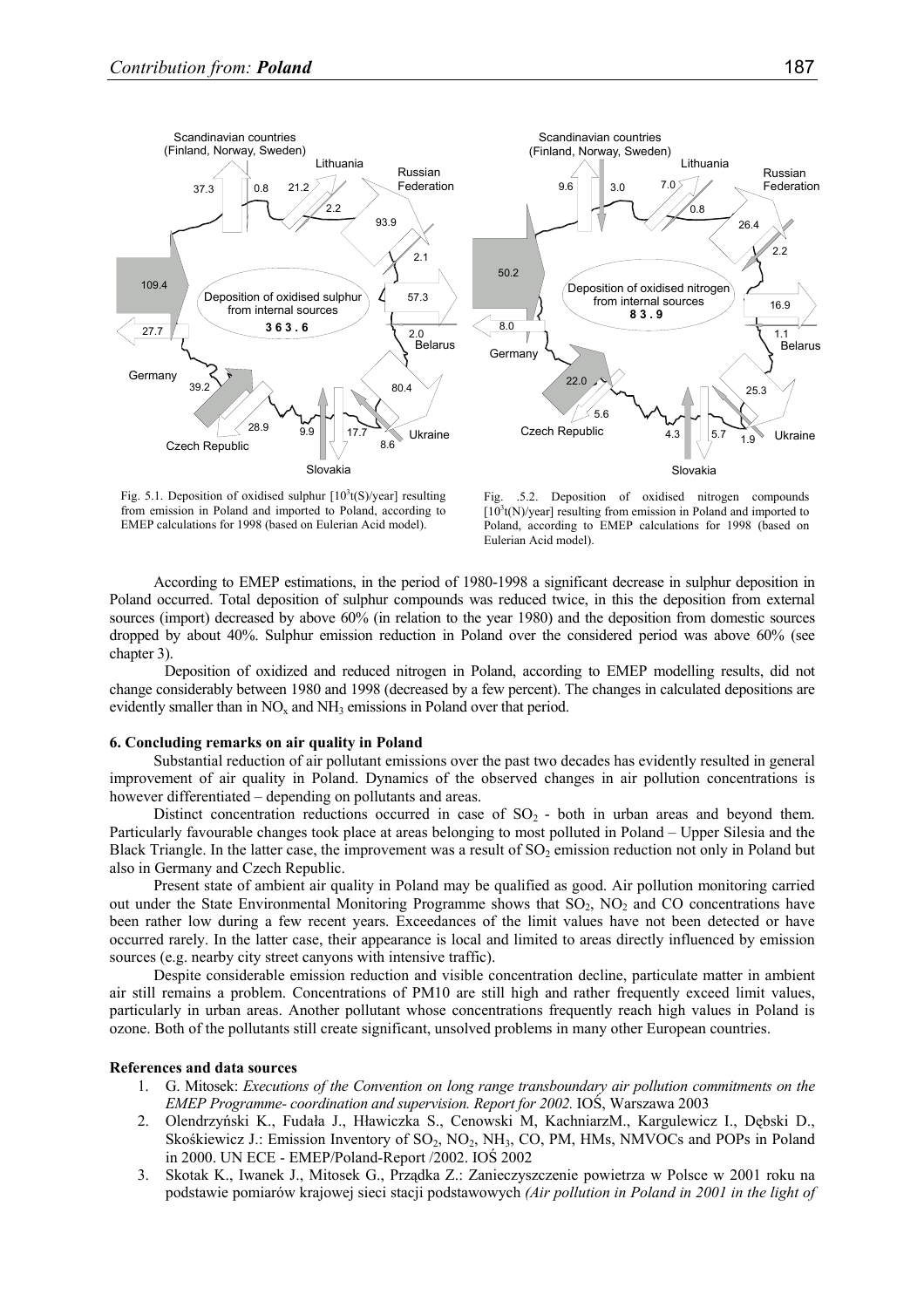Fig. 5.1. Deposition of oxidised sulphur [$10^3$t(S)/year] resulting from emission in Poland and imported to Poland, according to EMEP calculations for 1998 (based on Eulerian Acid model).

Fig. .5.2. Deposition of oxidised nitrogen compounds [$10^3$t(N)/year] resulting from emission in Poland and imported to Poland, according to EMEP calculations for 1998 (based on Eulerian Acid model).

According to EMEP estimations, in the period of 1980-1998 a significant decrease in sulphur deposition in Poland occurred. Total deposition of sulphur compounds was reduced twice, in this the deposition from external sources (import) decreased by above 60% (in relation to the year 1980) and the deposition from domestic sources dropped by about 40%. Sulphur emission reduction in Poland over the considered period was above 60% (see chapter 3).

Deposition of oxidized and reduced nitrogen in Poland, according to EMEP modelling results, did not change considerably between 1980 and 1998 (decreased by a few percent). The changes in calculated depositions are evidently smaller than in $NO_x$ and $NH_3$ emissions in Poland over that period.

## 6. Concluding remarks on air quality in Poland

Substantial reduction of air pollutant emissions over the past two decades has evidently resulted in general improvement of air quality in Poland. Dynamics of the observed changes in air pollution concentrations is however differentiated – depending on pollutants and areas.

Distinct concentration reductions occurred in case of $SO_2$ - both in urban areas and beyond them. Particularly favourable changes took place at areas belonging to most polluted in Poland – Upper Silesia and the Black Triangle. In the latter case, the improvement was a result of $SO_2$ emission reduction not only in Poland but also in Germany and Czech Republic.

Present state of ambient air quality in Poland may be qualified as good. Air pollution monitoring carried out under the State Environmental Monitoring Programme shows that $SO_2$, $NO_2$ and CO concentrations have been rather low during a few recent years. Exceedances of the limit values have not been detected or have occurred rarely. In the latter case, their appearance is local and limited to areas directly influenced by emission sources (e.g. nearby city street canyons with intensive traffic).

Despite considerable emission reduction and visible concentration decline, particulate matter in ambient air still remains a problem. Concentrations of PM10 are still high and rather frequently exceed limit values, particularly in urban areas. Another pollutant whose concentrations frequently reach high values in Poland is ozone. Both of the pollutants still create significant, unsolved problems in many other European countries.

### References and data sources

1. G. Mitosek: *Executions of the Convention on long range transboundary air pollution commitments on the EMEP Programme- coordination and supervision. Report for 2002.* IOŚ, Warszawa 2003
2. Olendrzyński K., Fudała J., Hławiczka S., Cenowski M, KachniarzM., Kargulewicz I., Dębski D., Skośkiewicz J.: Emission Inventory of $SO_2$, $NO_2$, $NH_3$, CO, PM, HMs, NMVOCs and POPs in Poland in 2000. UN ECE - EMEP/Poland-Report /2002. IOŚ 2002
3. Skotak K., Iwanek J., Mitosek G., Prządka Z.: Zanieczyszczenie powietrza w Polsce w 2001 roku na podstawie pomiarów krajowej sieci stacji podstawowych *(Air pollution in Poland in 2001 in the light of*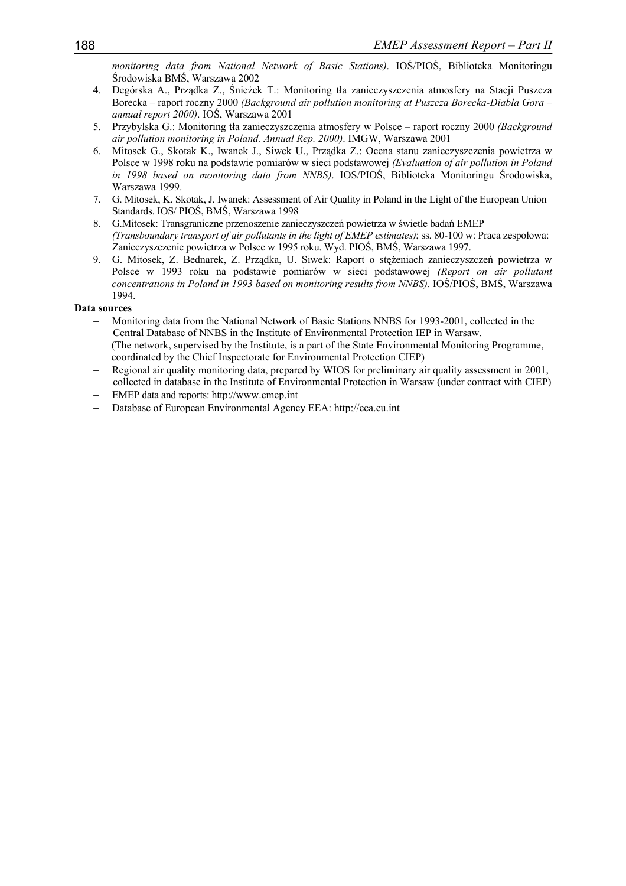*monitoring data from National Network of Basic Stations)*. IOŚ/PIOŚ, Biblioteka Monitoringu Środowiska BMŚ, Warszawa 2002

4. Degórska A., Prządka Z., Śnieżek T.: Monitoring tła zanieczyszczenia atmosfery na Stacji Puszcza Borecka – raport roczny 2000 *(Background air pollution monitoring at Puszcza Borecka-Diabla Gora – annual report 2000)*. IOŚ, Warszawa 2001
5. Przybylska G.: Monitoring tła zanieczyszczenia atmosfery w Polsce – raport roczny 2000 *(Background air pollution monitoring in Poland. Annual Rep. 2000)*. IMGW, Warszawa 2001
6. Mitosek G., Skotak K., Iwanek J., Siwek U., Prządka Z.: Ocena stanu zanieczyszczenia powietrza w Polsce w 1998 roku na podstawie pomiarów w sieci podstawowej *(Evaluation of air pollution in Poland in 1998 based on monitoring data from NNBS)*. IOS/PIOŚ, Biblioteka Monitoringu Środowiska, Warszawa 1999.
7. G. Mitosek, K. Skotak, J. Iwanek: Assessment of Air Quality in Poland in the Light of the European Union Standards. IOS/ PIOŚ, BMŚ, Warszawa 1998
8. G.Mitosek: Transgraniczne przenoszenie zanieczyszczeń powietrza w świetle badań EMEP *(Transboundary transport of air pollutants in the light of EMEP estimates)*; ss. 80-100 w: Praca zespołowa: Zanieczyszczenie powietrza w Polsce w 1995 roku. Wyd. PIOŚ, BMŚ, Warszawa 1997.
9. G. Mitosek, Z. Bednarek, Z. Prządka, U. Siwek: Raport o stężeniach zanieczyszczeń powietrza w Polsce w 1993 roku na podstawie pomiarów w sieci podstawowej *(Report on air pollutant concentrations in Poland in 1993 based on monitoring results from NNBS)*. IOŚ/PIOŚ, BMŚ, Warszawa 1994.

**Data sources**

- Monitoring data from the National Network of Basic Stations NNBS for 1993-2001, collected in the Central Database of NNBS in the Institute of Environmental Protection IEP in Warsaw. (The network, supervised by the Institute, is a part of the State Environmental Monitoring Programme, coordinated by the Chief Inspectorate for Environmental Protection CIEP)
- Regional air quality monitoring data, prepared by WIOS for preliminary air quality assessment in 2001, collected in database in the Institute of Environmental Protection in Warsaw (under contract with CIEP)
- EMEP data and reports: http://www.emep.int
- Database of European Environmental Agency EEA: http://eea.eu.int